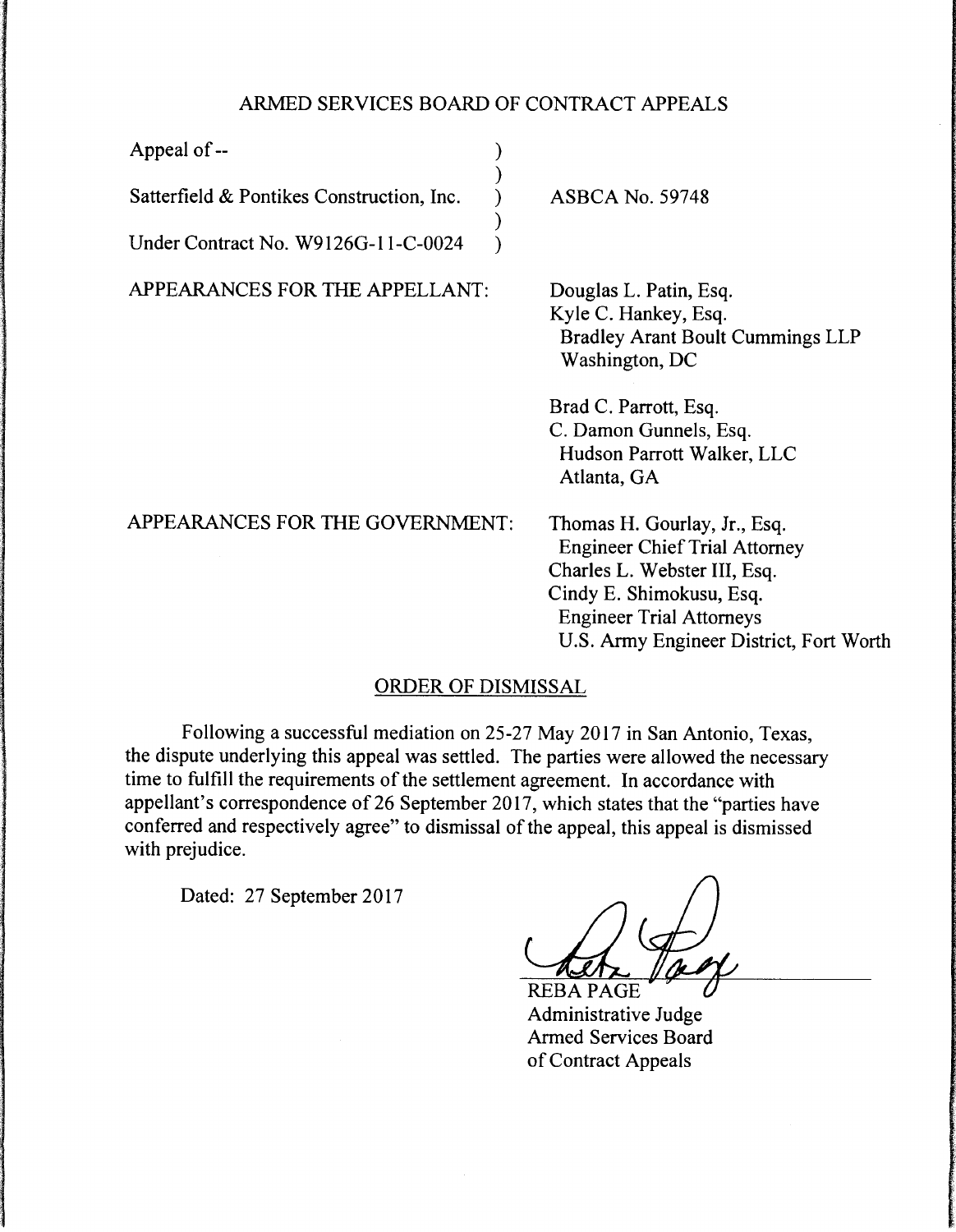ARMED SERVICES BOARD OF CONTRACT APPEALS

| | |
|---|---|
| Appeal of -- | |
| Satterfield & Pontikes Construction, Inc. | ASBCA No. 59748 |
| Under Contract No. W9126G-11-C-0024 | |

APPEARANCES FOR THE APPELLANT:

Douglas L. Patin, Esq.
Kyle C. Hankey, Esq.
Bradley Arant Boult Cummings LLP
Washington, DC

Brad C. Parrott, Esq.
C. Damon Gunnels, Esq.
Hudson Parrott Walker, LLC
Atlanta, GA

APPEARANCES FOR THE GOVERNMENT:

Thomas H. Gourlay, Jr., Esq.
Engineer Chief Trial Attorney
Charles L. Webster III, Esq.
Cindy E. Shimokusu, Esq.
Engineer Trial Attorneys
U.S. Army Engineer District, Fort Worth

ORDER OF DISMISSAL

Following a successful mediation on 25-27 May 2017 in San Antonio, Texas, the dispute underlying this appeal was settled. The parties were allowed the necessary time to fulfill the requirements of the settlement agreement. In accordance with appellant's correspondence of 26 September 2017, which states that the "parties have conferred and respectively agree" to dismissal of the appeal, this appeal is dismissed with prejudice.

Dated: 27 September 2017

REBA PAGE
Administrative Judge
Armed Services Board
of Contract Appeals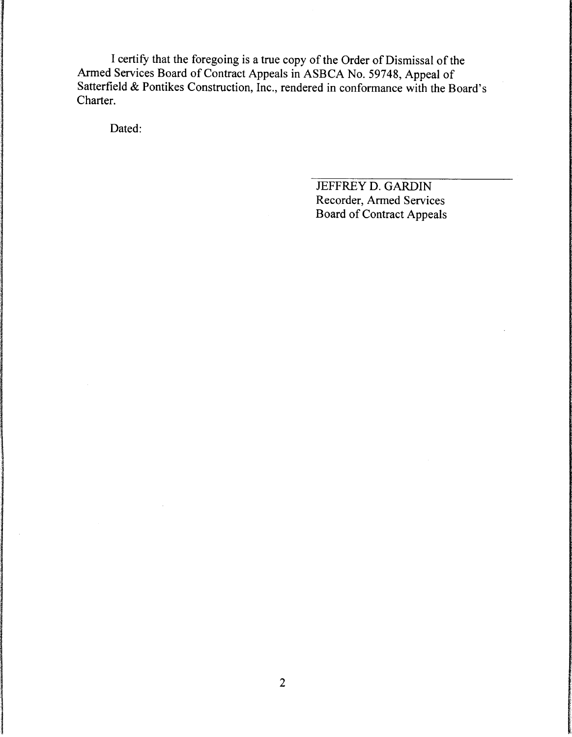I certify that the foregoing is a true copy of the Order of Dismissal of the Armed Services Board of Contract Appeals in ASBCA No. 59748, Appeal of Satterfield & Pontikes Construction, Inc., rendered in conformance with the Board's Charter.

Dated:

JEFFREY D. GARDIN
Recorder, Armed Services
Board of Contract Appeals